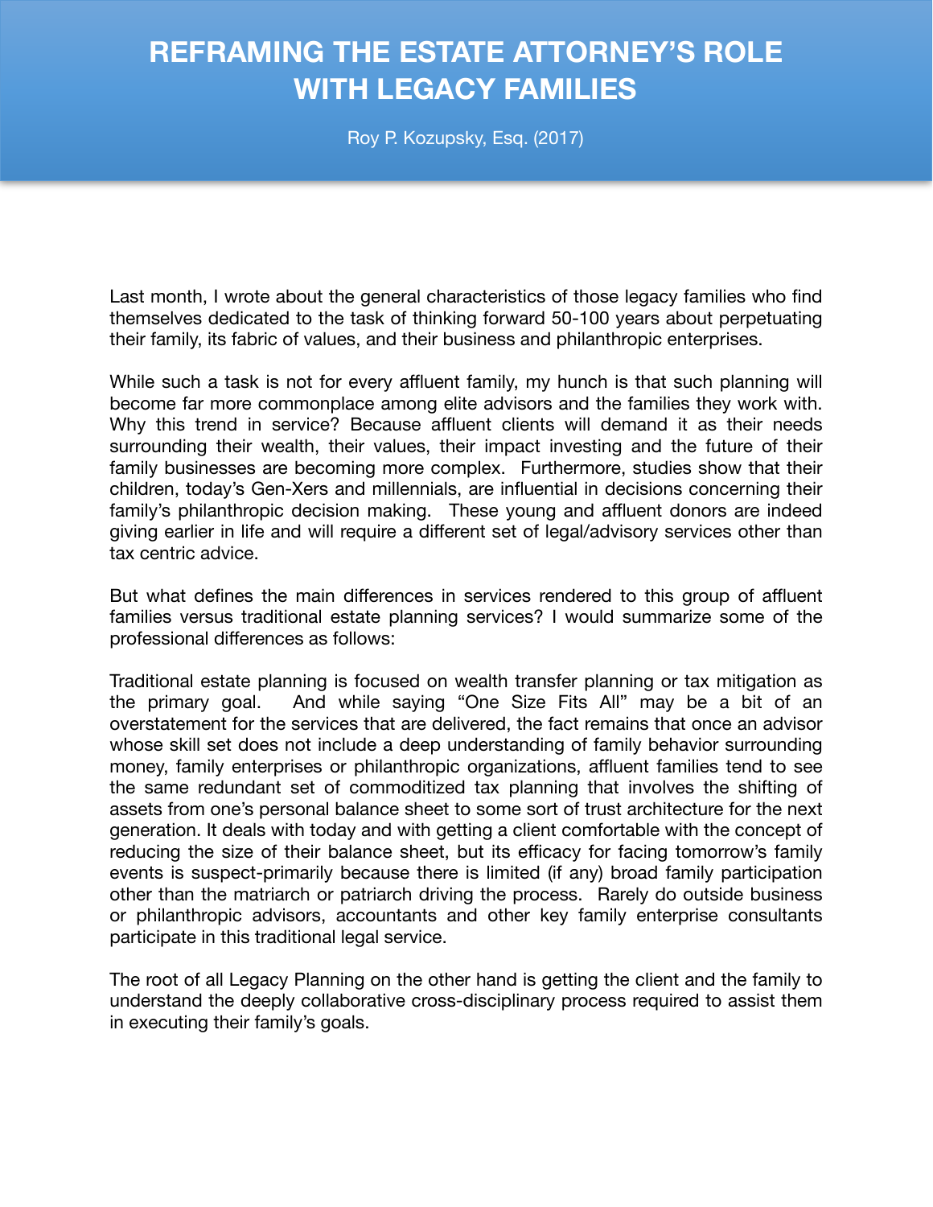# REFRAMING THE ESTATE ATTORNEY'S ROLE WITH LEGACY FAMILIES

Roy P. Kozupsky, Esq. (2017)

Last month, I wrote about the general characteristics of those legacy families who find themselves dedicated to the task of thinking forward 50-100 years about perpetuating their family, its fabric of values, and their business and philanthropic enterprises.

While such a task is not for every affluent family, my hunch is that such planning will become far more commonplace among elite advisors and the families they work with. Why this trend in service? Because affluent clients will demand it as their needs surrounding their wealth, their values, their impact investing and the future of their family businesses are becoming more complex. Furthermore, studies show that their children, today's Gen-Xers and millennials, are influential in decisions concerning their family's philanthropic decision making. These young and affluent donors are indeed giving earlier in life and will require a different set of legal/advisory services other than tax centric advice.

But what defines the main differences in services rendered to this group of affluent families versus traditional estate planning services? I would summarize some of the professional differences as follows:

Traditional estate planning is focused on wealth transfer planning or tax mitigation as the primary goal. And while saying "One Size Fits All" may be a bit of an overstatement for the services that are delivered, the fact remains that once an advisor whose skill set does not include a deep understanding of family behavior surrounding money, family enterprises or philanthropic organizations, affluent families tend to see the same redundant set of commoditized tax planning that involves the shifting of assets from one's personal balance sheet to some sort of trust architecture for the next generation. It deals with today and with getting a client comfortable with the concept of reducing the size of their balance sheet, but its efficacy for facing tomorrow's family events is suspect-primarily because there is limited (if any) broad family participation other than the matriarch or patriarch driving the process. Rarely do outside business or philanthropic advisors, accountants and other key family enterprise consultants participate in this traditional legal service.

The root of all Legacy Planning on the other hand is getting the client and the family to understand the deeply collaborative cross-disciplinary process required to assist them in executing their family's goals.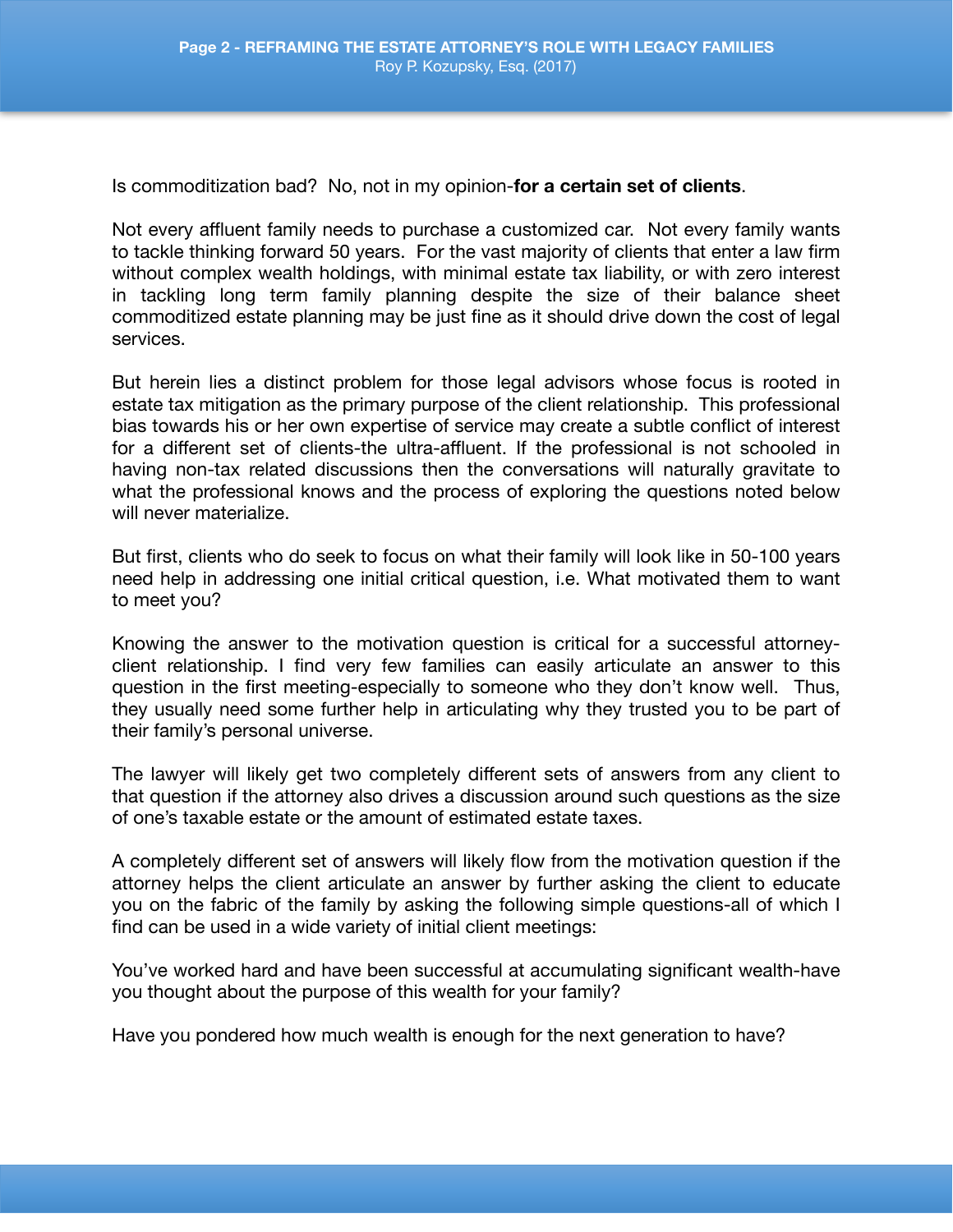Is commoditization bad? No, not in my opinion-**for a certain set of clients**.

Not every affluent family needs to purchase a customized car. Not every family wants to tackle thinking forward 50 years. For the vast majority of clients that enter a law firm without complex wealth holdings, with minimal estate tax liability, or with zero interest in tackling long term family planning despite the size of their balance sheet commoditized estate planning may be just fine as it should drive down the cost of legal services.

But herein lies a distinct problem for those legal advisors whose focus is rooted in estate tax mitigation as the primary purpose of the client relationship. This professional bias towards his or her own expertise of service may create a subtle conflict of interest for a different set of clients-the ultra-affluent. If the professional is not schooled in having non-tax related discussions then the conversations will naturally gravitate to what the professional knows and the process of exploring the questions noted below will never materialize.

But first, clients who do seek to focus on what their family will look like in 50-100 years need help in addressing one initial critical question, i.e. What motivated them to want to meet you?

Knowing the answer to the motivation question is critical for a successful attorney-client relationship. I find very few families can easily articulate an answer to this question in the first meeting-especially to someone who they don't know well. Thus, they usually need some further help in articulating why they trusted you to be part of their family's personal universe.

The lawyer will likely get two completely different sets of answers from any client to that question if the attorney also drives a discussion around such questions as the size of one's taxable estate or the amount of estimated estate taxes.

A completely different set of answers will likely flow from the motivation question if the attorney helps the client articulate an answer by further asking the client to educate you on the fabric of the family by asking the following simple questions-all of which I find can be used in a wide variety of initial client meetings:

You've worked hard and have been successful at accumulating significant wealth-have you thought about the purpose of this wealth for your family?

Have you pondered how much wealth is enough for the next generation to have?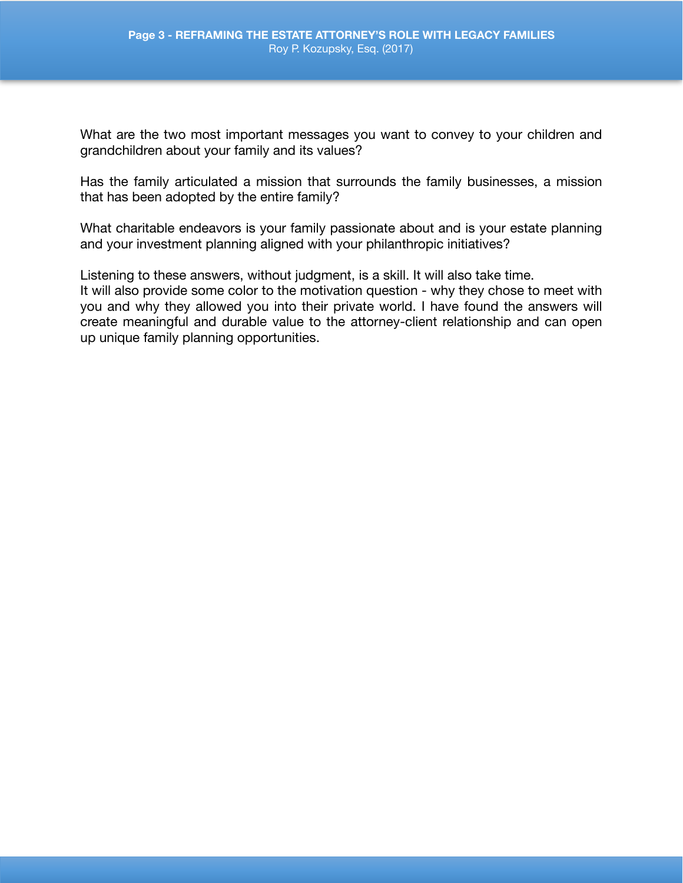What are the two most important messages you want to convey to your children and grandchildren about your family and its values?

Has the family articulated a mission that surrounds the family businesses, a mission that has been adopted by the entire family?

What charitable endeavors is your family passionate about and is your estate planning and your investment planning aligned with your philanthropic initiatives?

Listening to these answers, without judgment, is a skill. It will also take time.
It will also provide some color to the motivation question - why they chose to meet with you and why they allowed you into their private world. I have found the answers will create meaningful and durable value to the attorney-client relationship and can open up unique family planning opportunities.